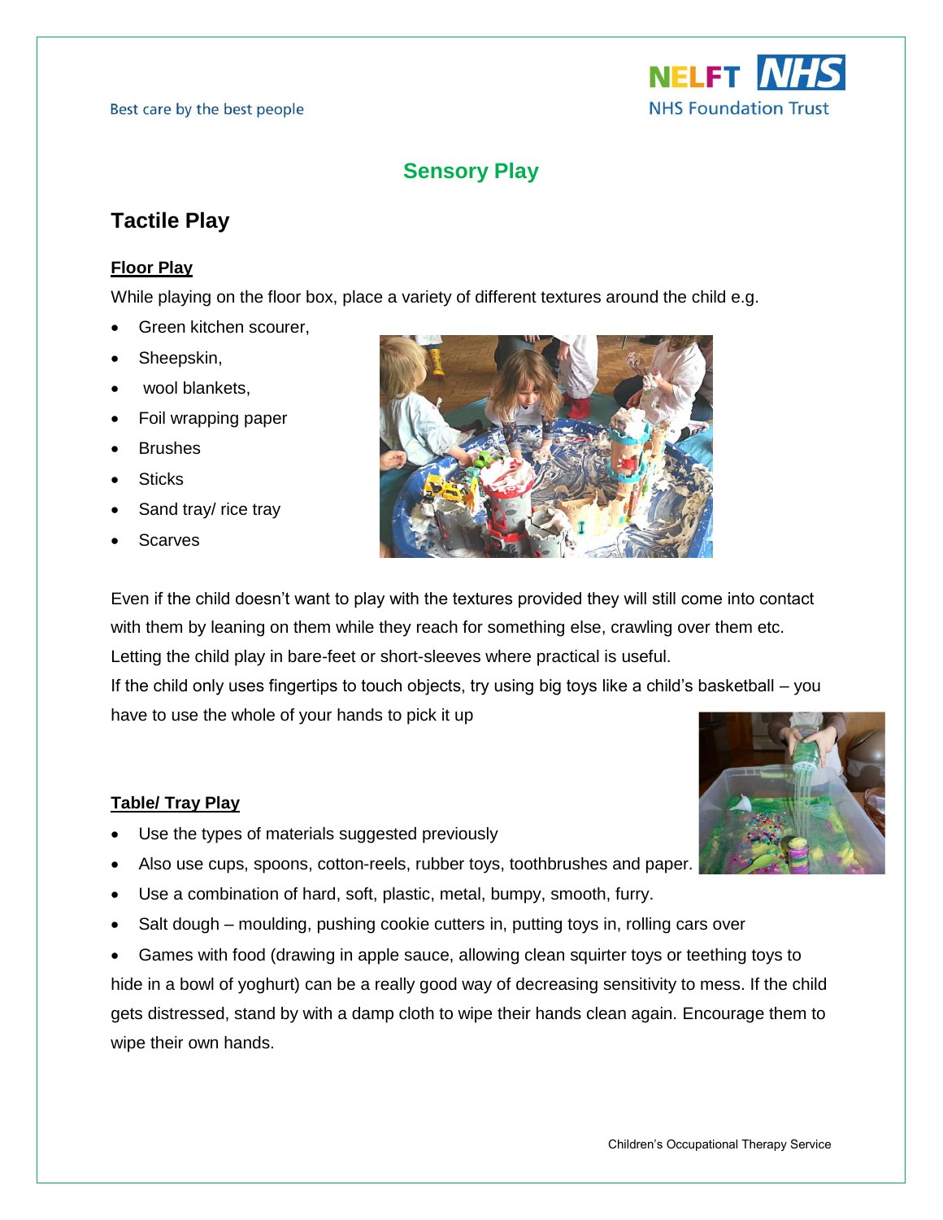Best care by the best people

# Sensory Play

## Tactile Play

### Floor Play

While playing on the floor box, place a variety of different textures around the child e.g.

- Green kitchen scourer,
- Sheepskin,
- wool blankets,
- Foil wrapping paper
- Brushes
- Sticks
- Sand tray/ rice tray
- Scarves

Even if the child doesn't want to play with the textures provided they will still come into contact with them by leaning on them while they reach for something else, crawling over them etc. Letting the child play in bare-feet or short-sleeves where practical is useful.
If the child only uses fingertips to touch objects, try using big toys like a child's basketball – you have to use the whole of your hands to pick it up

### Table/ Tray Play

- Use the types of materials suggested previously
- Also use cups, spoons, cotton-reels, rubber toys, toothbrushes and paper.
- Use a combination of hard, soft, plastic, metal, bumpy, smooth, furry.
- Salt dough – moulding, pushing cookie cutters in, putting toys in, rolling cars over
- Games with food (drawing in apple sauce, allowing clean squirter toys or teething toys to hide in a bowl of yoghurt) can be a really good way of decreasing sensitivity to mess. If the child gets distressed, stand by with a damp cloth to wipe their hands clean again. Encourage them to wipe their own hands.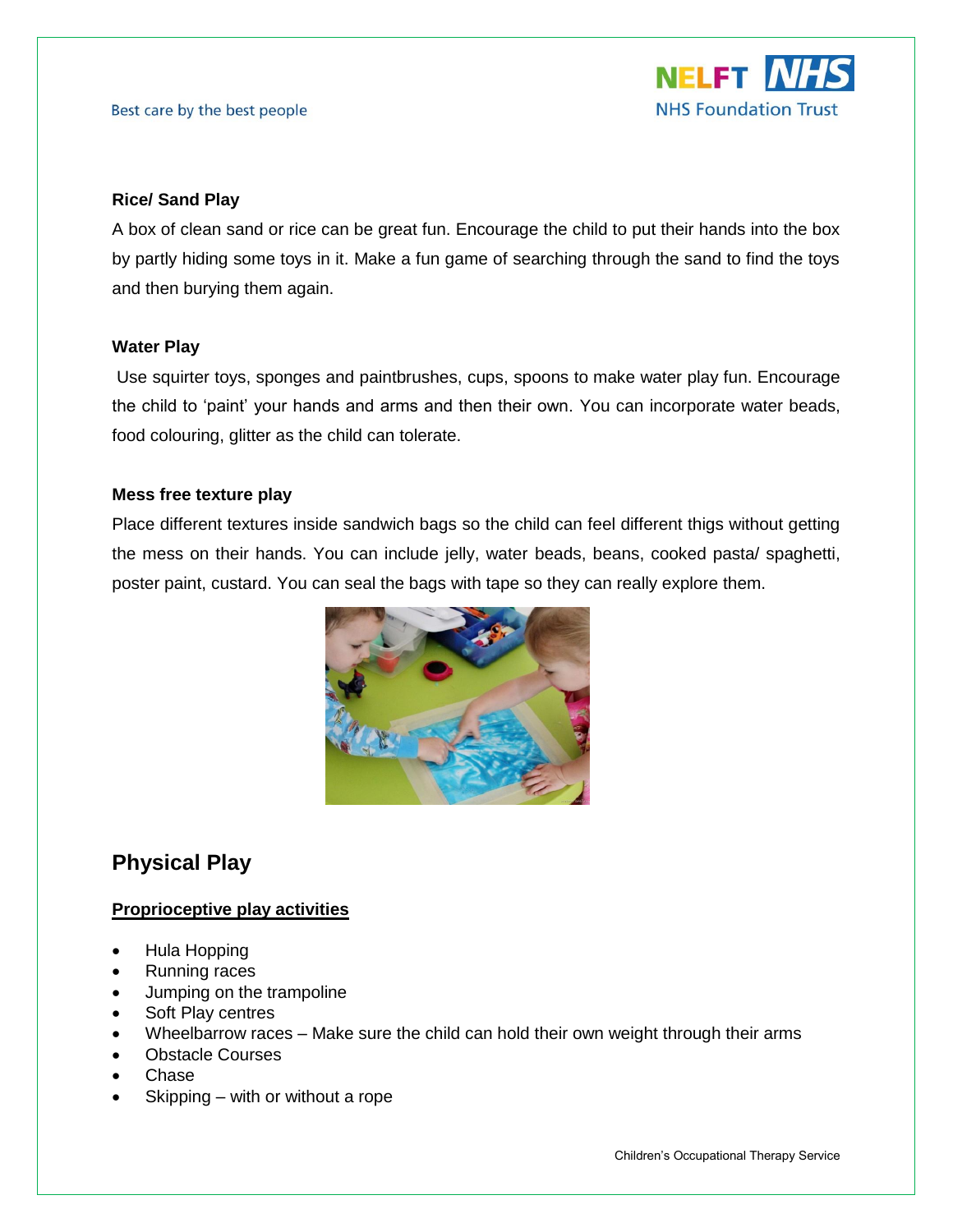### Rice/ Sand Play

A box of clean sand or rice can be great fun. Encourage the child to put their hands into the box by partly hiding some toys in it. Make a fun game of searching through the sand to find the toys and then burying them again.

### Water Play

Use squirter toys, sponges and paintbrushes, cups, spoons to make water play fun. Encourage the child to 'paint' your hands and arms and then their own. You can incorporate water beads, food colouring, glitter as the child can tolerate.

### Mess free texture play

Place different textures inside sandwich bags so the child can feel different thigs without getting the mess on their hands. You can include jelly, water beads, beans, cooked pasta/ spaghetti, poster paint, custard. You can seal the bags with tape so they can really explore them.

## Physical Play

### Proprioceptive play activities

- Hula Hopping
- Running races
- Jumping on the trampoline
- Soft Play centres
- Wheelbarrow races – Make sure the child can hold their own weight through their arms
- Obstacle Courses
- Chase
- Skipping – with or without a rope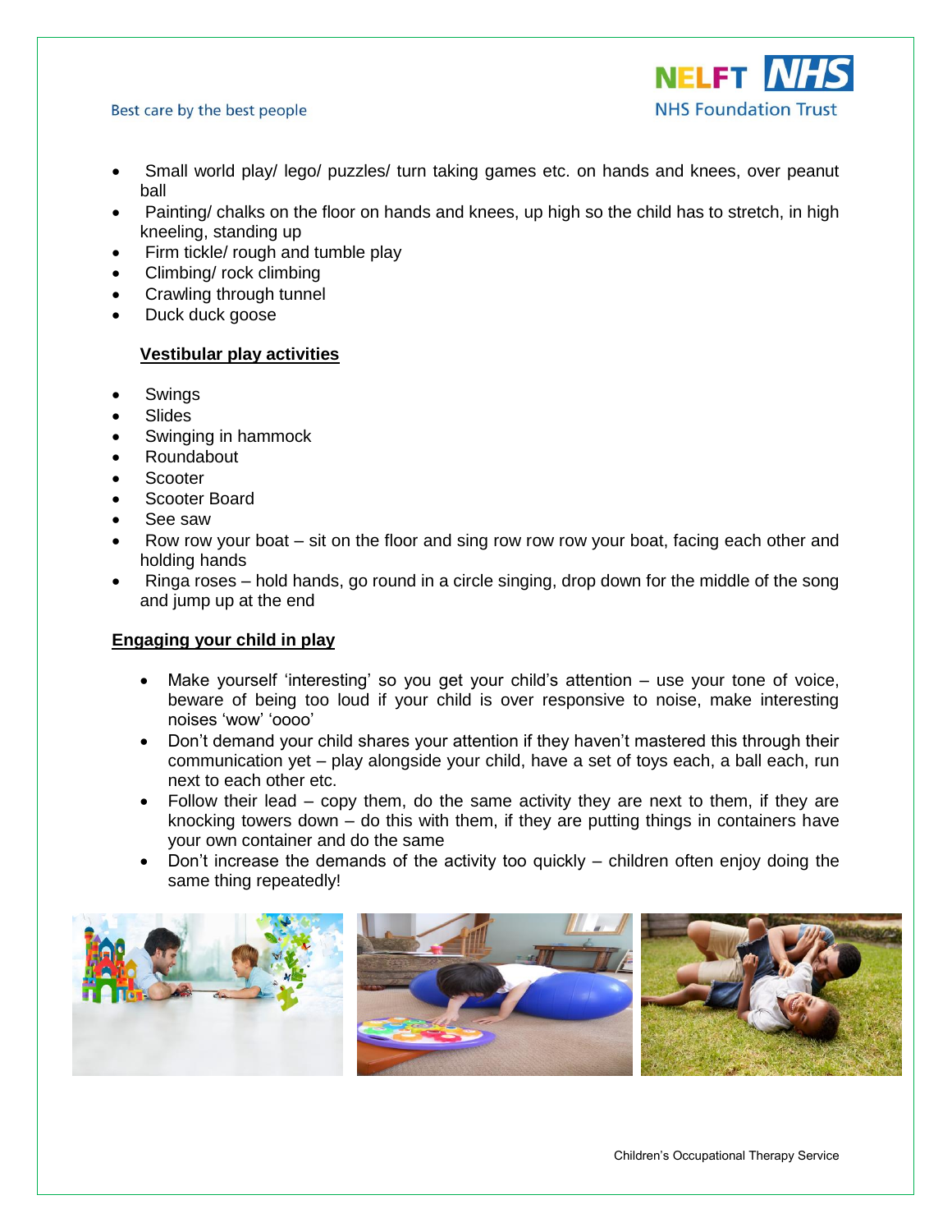- Small world play/ lego/ puzzles/ turn taking games etc. on hands and knees, over peanut ball
- Painting/ chalks on the floor on hands and knees, up high so the child has to stretch, in high kneeling, standing up
- Firm tickle/ rough and tumble play
- Climbing/ rock climbing
- Crawling through tunnel
- Duck duck goose

**Vestibular play activities**

- Swings
- Slides
- Swinging in hammock
- Roundabout
- Scooter
- Scooter Board
- See saw
- Row row your boat – sit on the floor and sing row row row your boat, facing each other and holding hands
- Ringa roses – hold hands, go round in a circle singing, drop down for the middle of the song and jump up at the end

**Engaging your child in play**

- Make yourself 'interesting' so you get your child's attention – use your tone of voice, beware of being too loud if your child is over responsive to noise, make interesting noises 'wow' 'oooo'
- Don't demand your child shares your attention if they haven't mastered this through their communication yet – play alongside your child, have a set of toys each, a ball each, run next to each other etc.
- Follow their lead – copy them, do the same activity they are next to them, if they are knocking towers down – do this with them, if they are putting things in containers have your own container and do the same
- Don't increase the demands of the activity too quickly – children often enjoy doing the same thing repeatedly!